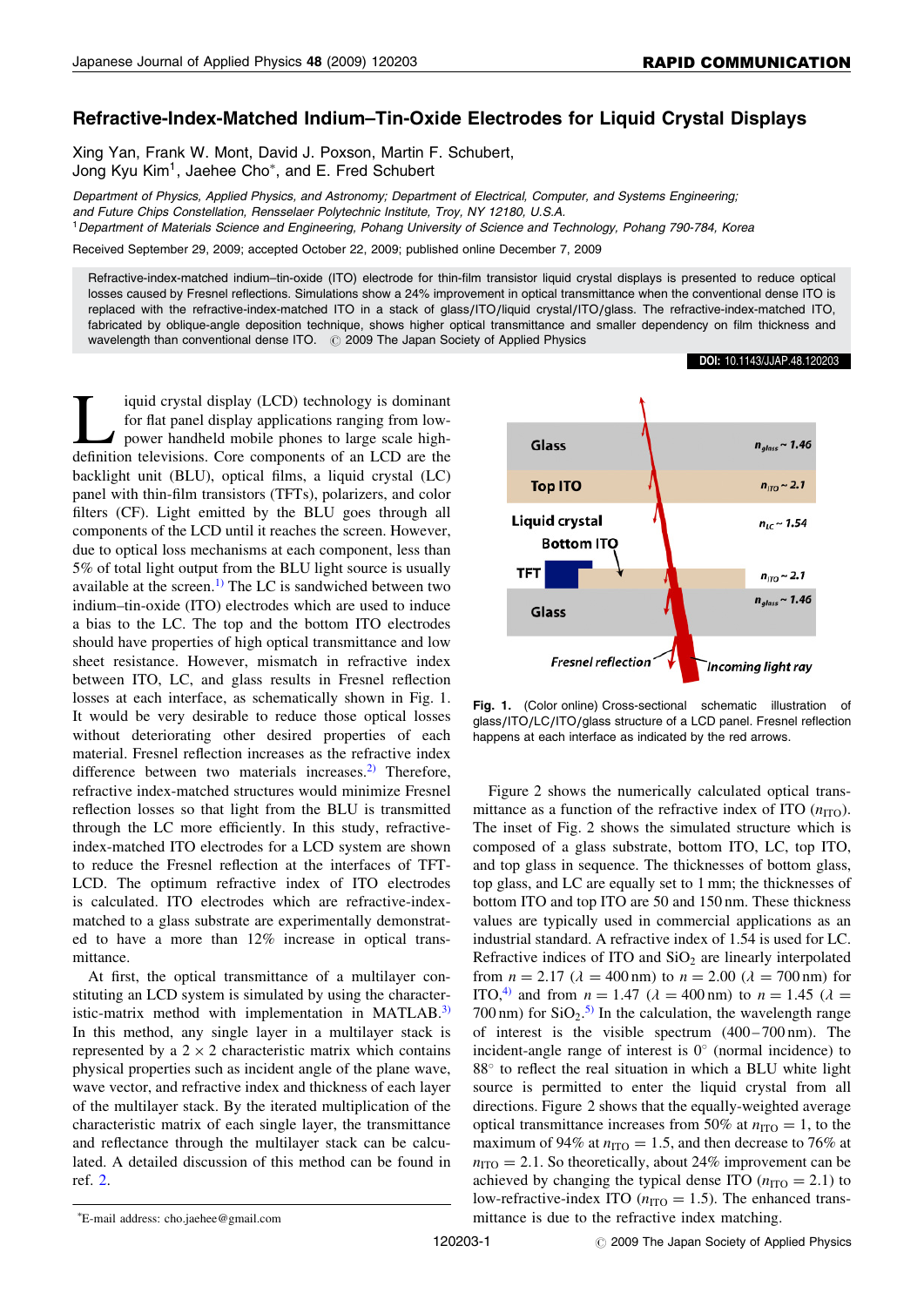# Refractive-Index-Matched Indium–Tin-Oxide Electrodes for Liquid Crystal Displays

Xing Yan, Frank W. Mont, David J. Poxson, Martin F. Schubert, Jong Kyu Kim[1], Jaehee Cho*, and E. Fred Schubert

*Department of Physics, Applied Physics, and Astronomy; Department of Electrical, Computer, and Systems Engineering; and Future Chips Constellation, Rensselaer Polytechnic Institute, Troy, NY 12180, U.S.A.*

[1]*Department of Materials Science and Engineering, Pohang University of Science and Technology, Pohang 790-784, Korea*

Received September 29, 2009; accepted October 22, 2009; published online December 7, 2009

Refractive-index-matched indium–tin-oxide (ITO) electrode for thin-film transistor liquid crystal displays is presented to reduce optical losses caused by Fresnel reflections. Simulations show a 24% improvement in optical transmittance when the conventional dense ITO is replaced with the refractive-index-matched ITO in a stack of glass/ITO/liquid crystal/ITO/glass. The refractive-index-matched ITO, fabricated by oblique-angle deposition technique, shows higher optical transmittance and smaller dependency on film thickness and wavelength than conventional dense ITO. © 2009 The Japan Society of Applied Physics

DOI: 10.1143/JJAP.48.120203

Liquid crystal display (LCD) technology is dominant for flat panel display applications ranging from low-power handheld mobile phones to large scale high-definition televisions. Core components of an LCD are the backlight unit (BLU), optical films, a liquid crystal (LC) panel with thin-film transistors (TFTs), polarizers, and color filters (CF). Light emitted by the BLU goes through all components of the LCD until it reaches the screen. However, due to optical loss mechanisms at each component, less than 5% of total light output from the BLU light source is usually available at the screen.[1] The LC is sandwiched between two indium–tin-oxide (ITO) electrodes which are used to induce a bias to the LC. The top and the bottom ITO electrodes should have properties of high optical transmittance and low sheet resistance. However, mismatch in refractive index between ITO, LC, and glass results in Fresnel reflection losses at each interface, as schematically shown in Fig. 1. It would be very desirable to reduce those optical losses without deteriorating other desired properties of each material. Fresnel reflection increases as the refractive index difference between two materials increases.[2] Therefore, refractive index-matched structures would minimize Fresnel reflection losses so that light from the BLU is transmitted through the LC more efficiently. In this study, refractive-index-matched ITO electrodes for a LCD system are shown to reduce the Fresnel reflection at the interfaces of TFT-LCD. The optimum refractive index of ITO electrodes is calculated. ITO electrodes which are refractive-index-matched to a glass substrate are experimentally demonstrated to have a more than 12% increase in optical transmittance.

At first, the optical transmittance of a multilayer constituting an LCD system is simulated by using the characteristic-matrix method with implementation in MATLAB.[3] In this method, any single layer in a multilayer stack is represented by a $2 \times 2$ characteristic matrix which contains physical properties such as incident angle of the plane wave, wave vector, and refractive index and thickness of each layer of the multilayer stack. By the iterated multiplication of the characteristic matrix of each single layer, the transmittance and reflectance through the multilayer stack can be calculated. A detailed discussion of this method can be found in ref. 2.

Fig. 1. (Color online) Cross-sectional schematic illustration of glass/ITO/LC/ITO/glass structure of a LCD panel. Fresnel reflection happens at each interface as indicated by the red arrows.

Figure 2 shows the numerically calculated optical transmittance as a function of the refractive index of ITO ($n_{ITO}$). The inset of Fig. 2 shows the simulated structure which is composed of a glass substrate, bottom ITO, LC, top ITO, and top glass in sequence. The thicknesses of bottom glass, top glass, and LC are equally set to 1 mm; the thicknesses of bottom ITO and top ITO are 50 and 150 nm. These thickness values are typically used in commercial applications as an industrial standard. A refractive index of 1.54 is used for LC. Refractive indices of ITO and $SiO_2$ are linearly interpolated from $n = 2.17$ ($\lambda = 400$ nm) to $n = 2.00$ ($\lambda = 700$ nm) for ITO,[4] and from $n = 1.47$ ($\lambda = 400$ nm) to $n = 1.45$ ($\lambda = 700$ nm) for $SiO_2$.[5] In the calculation, the wavelength range of interest is the visible spectrum (400–700 nm). The incident-angle range of interest is 0° (normal incidence) to 88° to reflect the real situation in which a BLU white light source is permitted to enter the liquid crystal from all directions. Figure 2 shows that the equally-weighted average optical transmittance increases from 50% at $n_{ITO} = 1$, to the maximum of 94% at $n_{ITO} = 1.5$, and then decrease to 76% at $n_{ITO} = 2.1$. So theoretically, about 24% improvement can be achieved by changing the typical dense ITO ($n_{ITO} = 2.1$) to low-refractive-index ITO ($n_{ITO} = 1.5$). The enhanced transmittance is due to the refractive index matching.

*E-mail address: cho.jaehee@gmail.com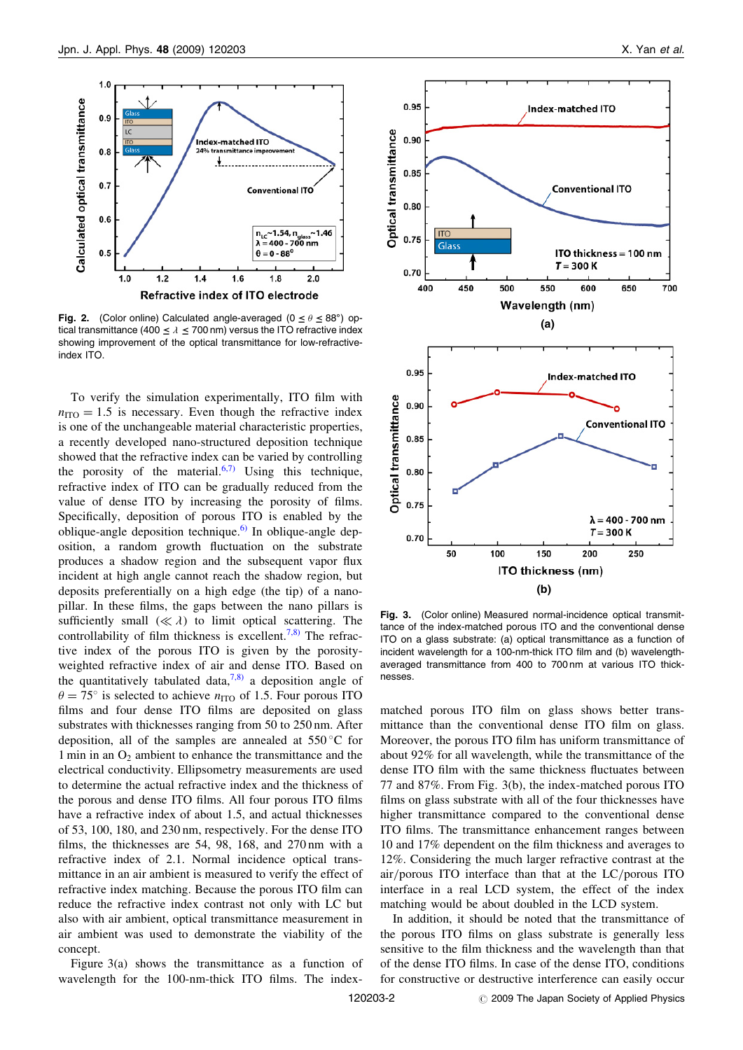Fig. 2. (Color online) Calculated angle-averaged ($0 \leq \theta \leq 88°$) optical transmittance ($400 \leq \lambda \leq 700$ nm) versus the ITO refractive index showing improvement of the optical transmittance for low-refractive-index ITO.

To verify the simulation experimentally, ITO film with $n_{ITO} = 1.5$ is necessary. Even though the refractive index is one of the unchangeable material characteristic properties, a recently developed nano-structured deposition technique showed that the refractive index can be varied by controlling the porosity of the material.[6,7] Using this technique, refractive index of ITO can be gradually reduced from the value of dense ITO by increasing the porosity of films. Specifically, deposition of porous ITO is enabled by the oblique-angle deposition technique.[6] In oblique-angle deposition, a random growth fluctuation on the substrate produces a shadow region and the subsequent vapor flux incident at high angle cannot reach the shadow region, but deposits preferentially on a high edge (the tip) of a nano-pillar. In these films, the gaps between the nano pillars is sufficiently small ($\ll \lambda$) to limit optical scattering. The controllability of film thickness is excellent.[7,8] The refractive index of the porous ITO is given by the porosity-weighted refractive index of air and dense ITO. Based on the quantitatively tabulated data,[7,8] a deposition angle of $\theta = 75°$ is selected to achieve $n_{ITO}$ of 1.5. Four porous ITO films and four dense ITO films are deposited on glass substrates with thicknesses ranging from 50 to 250 nm. After deposition, all of the samples are annealed at 550 °C for 1 min in an $O_2$ ambient to enhance the transmittance and the electrical conductivity. Ellipsometry measurements are used to determine the actual refractive index and the thickness of the porous and dense ITO films. All four porous ITO films have a refractive index of about 1.5, and actual thicknesses of 53, 100, 180, and 230 nm, respectively. For the dense ITO films, the thicknesses are 54, 98, 168, and 270 nm with a refractive index of 2.1. Normal incidence optical transmittance in an air ambient is measured to verify the effect of refractive index matching. Because the porous ITO film can reduce the refractive index contrast not only with LC but also with air ambient, optical transmittance measurement in air ambient was used to demonstrate the viability of the concept.

Figure 3(a) shows the transmittance as a function of wavelength for the 100-nm-thick ITO films. The index-matched porous ITO film on glass shows better transmittance than the conventional dense ITO film on glass. Moreover, the porous ITO film has uniform transmittance of about 92% for all wavelength, while the transmittance of the dense ITO film with the same thickness fluctuates between 77 and 87%. From Fig. 3(b), the index-matched porous ITO films on glass substrate with all of the four thicknesses have higher transmittance compared to the conventional dense ITO films. The transmittance enhancement ranges between 10 and 17% dependent on the film thickness and averages to 12%. Considering the much larger refractive contrast at the air/porous ITO interface than that at the LC/porous ITO interface in a real LCD system, the effect of the index matching would be about doubled in the LCD system.

Fig. 3. (Color online) Measured normal-incidence optical transmittance of the index-matched porous ITO and the conventional dense ITO on a glass substrate: (a) optical transmittance as a function of incident wavelength for a 100-nm-thick ITO film and (b) wavelength-averaged transmittance from 400 to 700 nm at various ITO thicknesses.

In addition, it should be noted that the transmittance of the porous ITO films on glass substrate is generally less sensitive to the film thickness and the wavelength than that of the dense ITO films. In case of the dense ITO, conditions for constructive or destructive interference can easily occur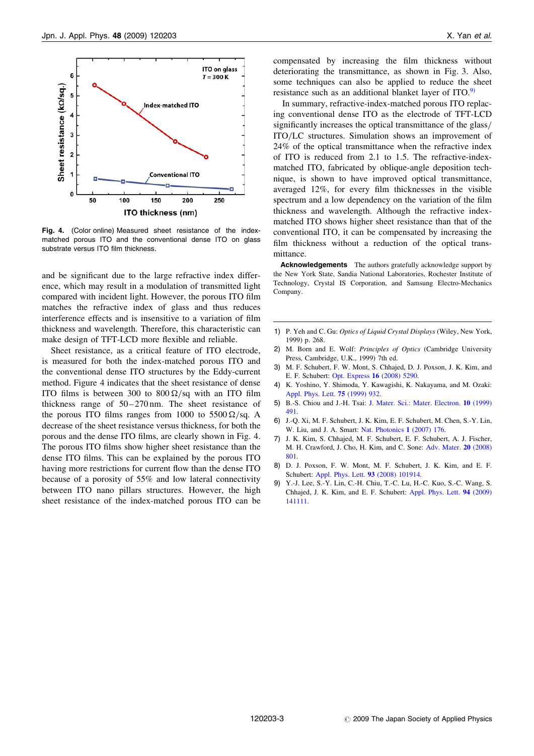ITO on glass
$T = 300$ K

Sheet resistance (kΩ/sq.)

Index-matched ITO

Conventional ITO

ITO thickness (nm)

0
1
2
3
4
5
6

50
100
150
200
250

**Fig. 4.** (Color online) Measured sheet resistance of the index-matched porous ITO and the conventional dense ITO on glass substrate versus ITO film thickness.

and be significant due to the large refractive index difference, which may result in a modulation of transmitted light compared with incident light. However, the porous ITO film matches the refractive index of glass and thus reduces interference effects and is insensitive to a variation of film thickness and wavelength. Therefore, this characteristic can make design of TFT-LCD more flexible and reliable.

Sheet resistance, as a critical feature of ITO electrode, is measured for both the index-matched porous ITO and the conventional dense ITO structures by the Eddy-current method. Figure 4 indicates that the sheet resistance of dense ITO films is between 300 to 800 Ω/sq with an ITO film thickness range of 50–270 nm. The sheet resistance of the porous ITO films ranges from 1000 to 5500 Ω/sq. A decrease of the sheet resistance versus thickness, for both the porous and the dense ITO films, are clearly shown in Fig. 4. The porous ITO films show higher sheet resistance than the dense ITO films. This can be explained by the porous ITO having more restrictions for current flow than the dense ITO because of a porosity of 55% and low lateral connectivity between ITO nano pillars structures. However, the high sheet resistance of the index-matched porous ITO can be compensated by increasing the film thickness without deteriorating the transmittance, as shown in Fig. 3. Also, some techniques can also be applied to reduce the sheet resistance such as an additional blanket layer of ITO.[9]

In summary, refractive-index-matched porous ITO replacing conventional dense ITO as the electrode of TFT-LCD significantly increases the optical transmittance of the glass/ITO/LC structures. Simulation shows an improvement of 24% of the optical transmittance when the refractive index of ITO is reduced from 2.1 to 1.5. The refractive-index-matched ITO, fabricated by oblique-angle deposition technique, is shown to have improved optical transmittance, averaged 12%, for every film thicknesses in the visible spectrum and a low dependency on the variation of the film thickness and wavelength. Although the refractive index-matched ITO shows higher sheet resistance than that of the conventional ITO, it can be compensated by increasing the film thickness without a reduction of the optical transmittance.

**Acknowledgements** The authors gratefully acknowledge support by the New York State, Sandia National Laboratories, Rochester Institute of Technology, Crystal IS Corporation, and Samsung Electro-Mechanics Company.

1) P. Yeh and C. Gu: *Optics of Liquid Crystal Displays* (Wiley, New York, 1999) p. 268.
2) M. Born and E. Wolf: *Principles of Optics* (Cambridge University Press, Cambridge, U.K., 1999) 7th ed.
3) M. F. Schubert, F. W. Mont, S. Chhajed, D. J. Poxson, J. K. Kim, and E. F. Schubert: Opt. Express **16** (2008) 5290.
4) K. Yoshino, Y. Shimoda, Y. Kawagishi, K. Nakayama, and M. Ozaki: Appl. Phys. Lett. **75** (1999) 932.
5) B.-S. Chiou and J.-H. Tsai: J. Mater. Sci.: Mater. Electron. **10** (1999) 491.
6) J.-Q. Xi, M. F. Schubert, J. K. Kim, E. F. Schubert, M. Chen, S.-Y. Lin, W. Liu, and J. A. Smart: Nat. Photonics **1** (2007) 176.
7) J. K. Kim, S. Chhajed, M. F. Schubert, E. F. Schubert, A. J. Fischer, M. H. Crawford, J. Cho, H. Kim, and C. Sone: Adv. Mater. **20** (2008) 801.
8) D. J. Poxson, F. W. Mont, M. F. Schubert, J. K. Kim, and E. F. Schubert: Appl. Phys. Lett. **93** (2008) 101914.
9) Y.-J. Lee, S.-Y. Lin, C.-H. Chiu, T.-C. Lu, H.-C. Kuo, S.-C. Wang, S. Chhajed, J. K. Kim, and E. F. Schubert: Appl. Phys. Lett. **94** (2009) 141111.